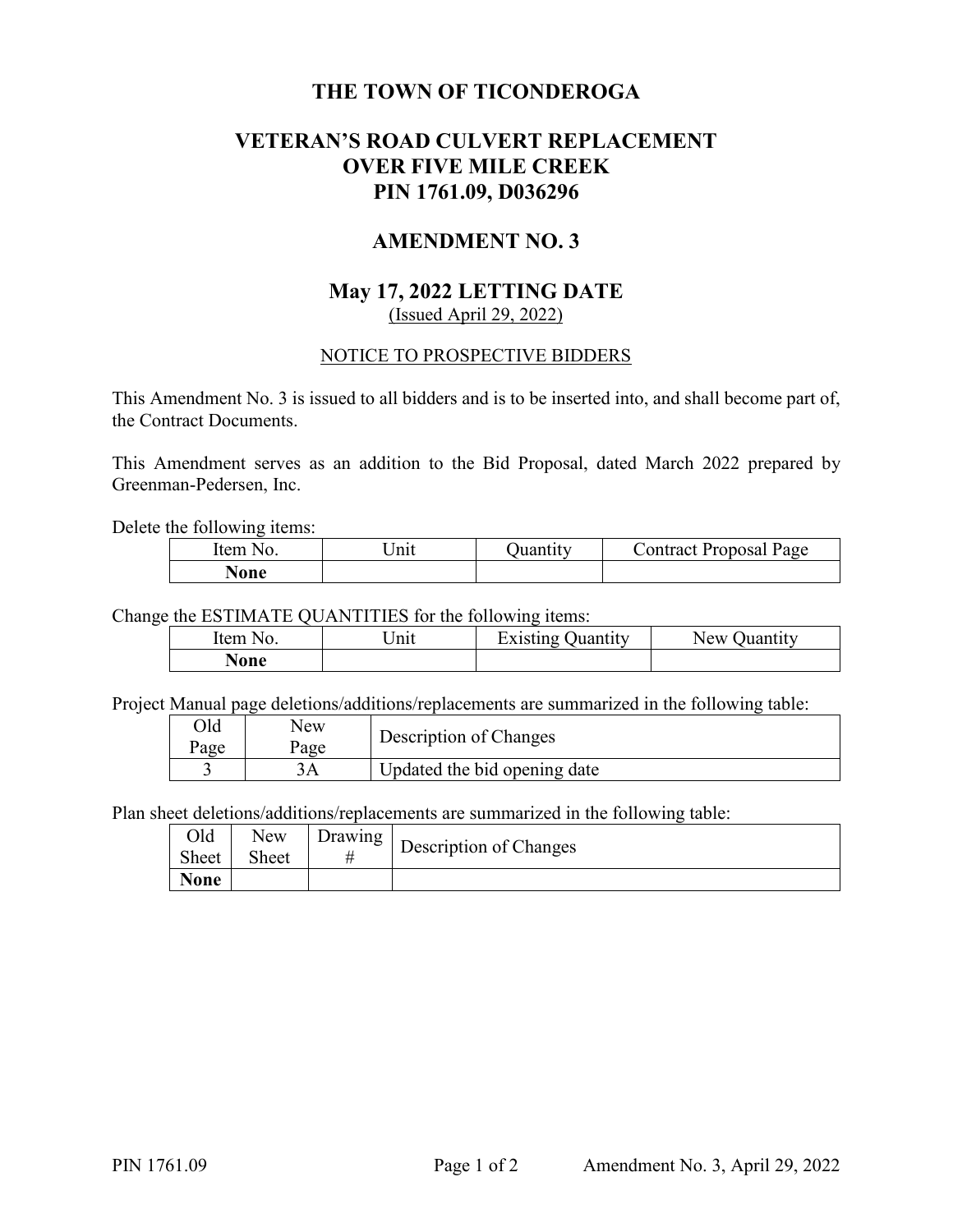# THE TOWN OF TICONDEROGA

## VETERAN'S ROAD CULVERT REPLACEMENT OVER FIVE MILE CREEK PIN 1761.09, D036296

## AMENDMENT NO. 3

## May 17, 2022 LETTING DATE

(Issued April 29, 2022)

NOTICE TO PROSPECTIVE BIDDERS

This Amendment No. 3 is issued to all bidders and is to be inserted into, and shall become part of, the Contract Documents.

This Amendment serves as an addition to the Bid Proposal, dated March 2022 prepared by Greenman-Pedersen, Inc.

Delete the following items:

| Item No. | Unit | Quantity | Contract Proposal Page |
|---|---|---|---|
| **None** | | | |

Change the ESTIMATE QUANTITIES for the following items:

| Item No. | Unit | Existing Quantity | New Quantity |
|---|---|---|---|
| **None** | | | |

Project Manual page deletions/additions/replacements are summarized in the following table:

| Old Page | New Page | Description of Changes |
|---|---|---|
| 3 | 3A | Updated the bid opening date |

Plan sheet deletions/additions/replacements are summarized in the following table:

| Old Sheet | New Sheet | Drawing # | Description of Changes |
|---|---|---|---|
| **None** | | | |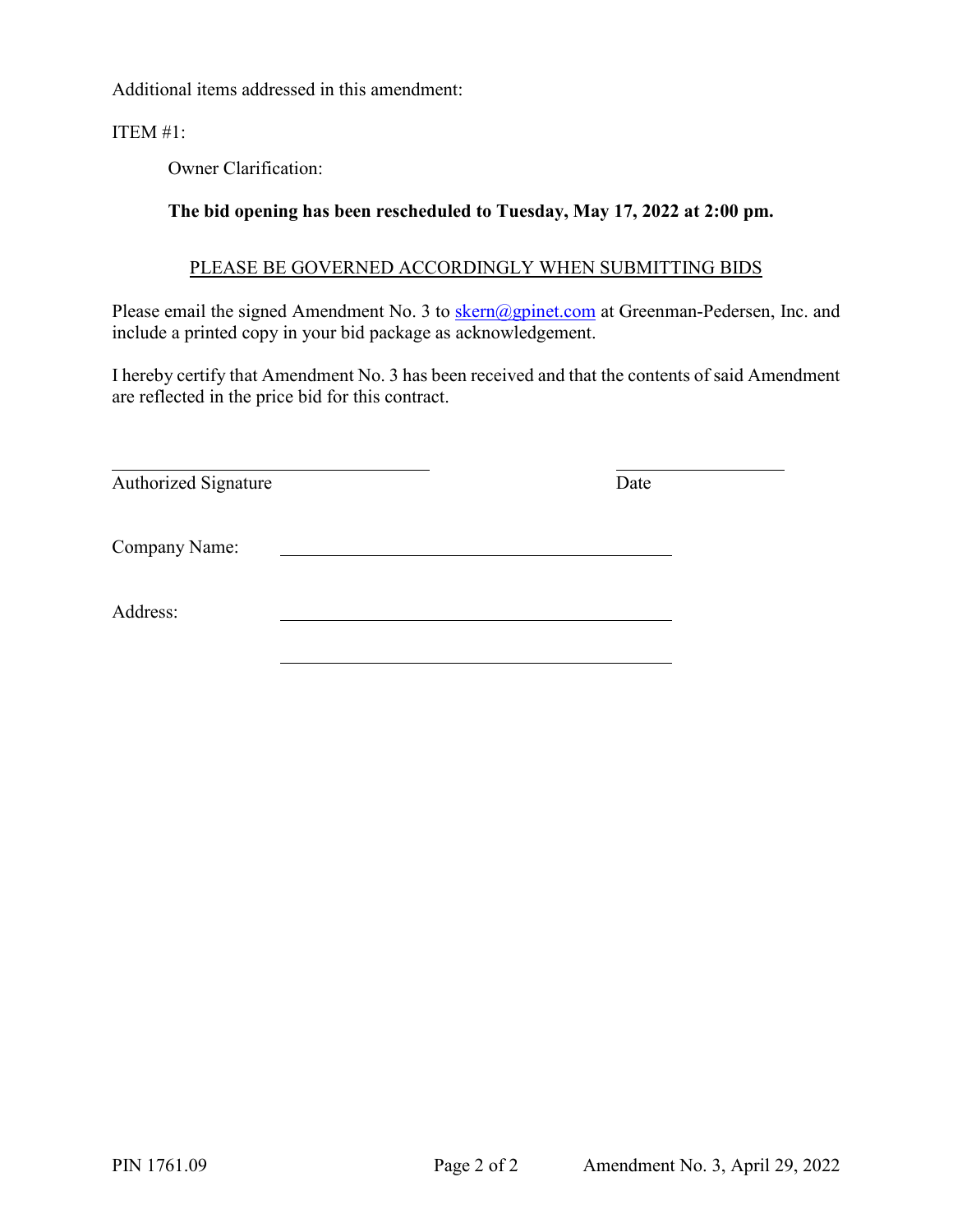Additional items addressed in this amendment:

ITEM #1:

Owner Clarification:

**The bid opening has been rescheduled to Tuesday, May 17, 2022 at 2:00 pm.**

<u>PLEASE BE GOVERNED ACCORDINGLY WHEN SUBMITTING BIDS</u>

Please email the signed Amendment No. 3 to skern@gpinet.com at Greenman-Pedersen, Inc. and include a printed copy in your bid package as acknowledgement.

I hereby certify that Amendment No. 3 has been received and that the contents of said Amendment are reflected in the price bid for this contract.

\_\_\_\_\_\_\_\_\_\_\_\_\_\_\_\_\_\_\_\_\_\_\_\_\_\_\_\_\_\_\_\_ \_\_\_\_\_\_\_\_\_\_\_\_\_\_\_\_\_\_

Authorized Signature Date

Company Name: \_\_\_\_\_\_\_\_\_\_\_\_\_\_\_\_\_\_\_\_\_\_\_\_\_\_\_\_\_\_\_\_\_\_\_\_\_\_\_\_

Address: \_\_\_\_\_\_\_\_\_\_\_\_\_\_\_\_\_\_\_\_\_\_\_\_\_\_\_\_\_\_\_\_\_\_\_\_\_\_\_\_

\_\_\_\_\_\_\_\_\_\_\_\_\_\_\_\_\_\_\_\_\_\_\_\_\_\_\_\_\_\_\_\_\_\_\_\_\_\_\_\_

PIN 1761.09 Amendment No. 3, April 29, 2022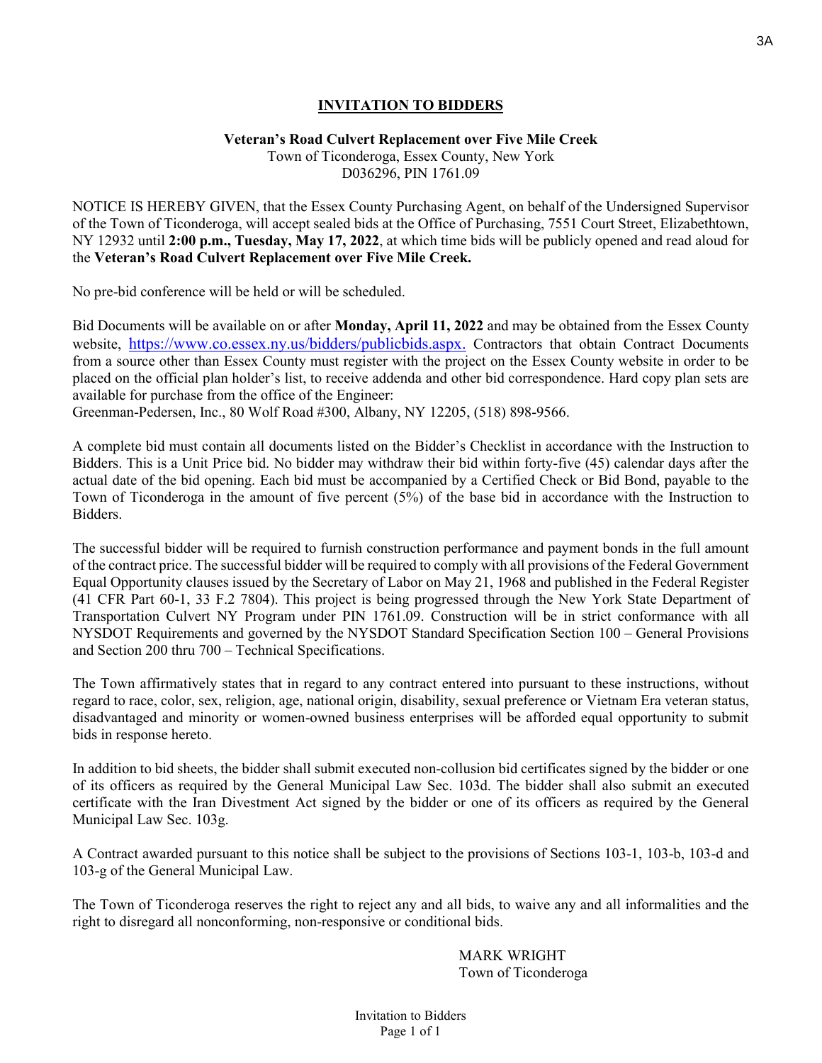# INVITATION TO BIDDERS

**Veteran's Road Culvert Replacement over Five Mile Creek**
Town of Ticonderoga, Essex County, New York
D036296, PIN 1761.09

NOTICE IS HEREBY GIVEN, that the Essex County Purchasing Agent, on behalf of the Undersigned Supervisor of the Town of Ticonderoga, will accept sealed bids at the Office of Purchasing, 7551 Court Street, Elizabethtown, NY 12932 until **2:00 p.m., Tuesday, May 17, 2022**, at which time bids will be publicly opened and read aloud for the **Veteran's Road Culvert Replacement over Five Mile Creek.**

No pre-bid conference will be held or will be scheduled.

Bid Documents will be available on or after **Monday, April 11, 2022** and may be obtained from the Essex County website, https://www.co.essex.ny.us/bidders/publicbids.aspx. Contractors that obtain Contract Documents from a source other than Essex County must register with the project on the Essex County website in order to be placed on the official plan holder's list, to receive addenda and other bid correspondence. Hard copy plan sets are available for purchase from the office of the Engineer:
Greenman-Pedersen, Inc., 80 Wolf Road #300, Albany, NY 12205, (518) 898-9566.

A complete bid must contain all documents listed on the Bidder's Checklist in accordance with the Instruction to Bidders. This is a Unit Price bid. No bidder may withdraw their bid within forty-five (45) calendar days after the actual date of the bid opening. Each bid must be accompanied by a Certified Check or Bid Bond, payable to the Town of Ticonderoga in the amount of five percent (5%) of the base bid in accordance with the Instruction to Bidders.

The successful bidder will be required to furnish construction performance and payment bonds in the full amount of the contract price. The successful bidder will be required to comply with all provisions of the Federal Government Equal Opportunity clauses issued by the Secretary of Labor on May 21, 1968 and published in the Federal Register (41 CFR Part 60-1, 33 F.2 7804). This project is being progressed through the New York State Department of Transportation Culvert NY Program under PIN 1761.09. Construction will be in strict conformance with all NYSDOT Requirements and governed by the NYSDOT Standard Specification Section 100 – General Provisions and Section 200 thru 700 – Technical Specifications.

The Town affirmatively states that in regard to any contract entered into pursuant to these instructions, without regard to race, color, sex, religion, age, national origin, disability, sexual preference or Vietnam Era veteran status, disadvantaged and minority or women-owned business enterprises will be afforded equal opportunity to submit bids in response hereto.

In addition to bid sheets, the bidder shall submit executed non-collusion bid certificates signed by the bidder or one of its officers as required by the General Municipal Law Sec. 103d. The bidder shall also submit an executed certificate with the Iran Divestment Act signed by the bidder or one of its officers as required by the General Municipal Law Sec. 103g.

A Contract awarded pursuant to this notice shall be subject to the provisions of Sections 103-1, 103-b, 103-d and 103-g of the General Municipal Law.

The Town of Ticonderoga reserves the right to reject any and all bids, to waive any and all informalities and the right to disregard all nonconforming, non-responsive or conditional bids.

MARK WRIGHT
Town of Ticonderoga